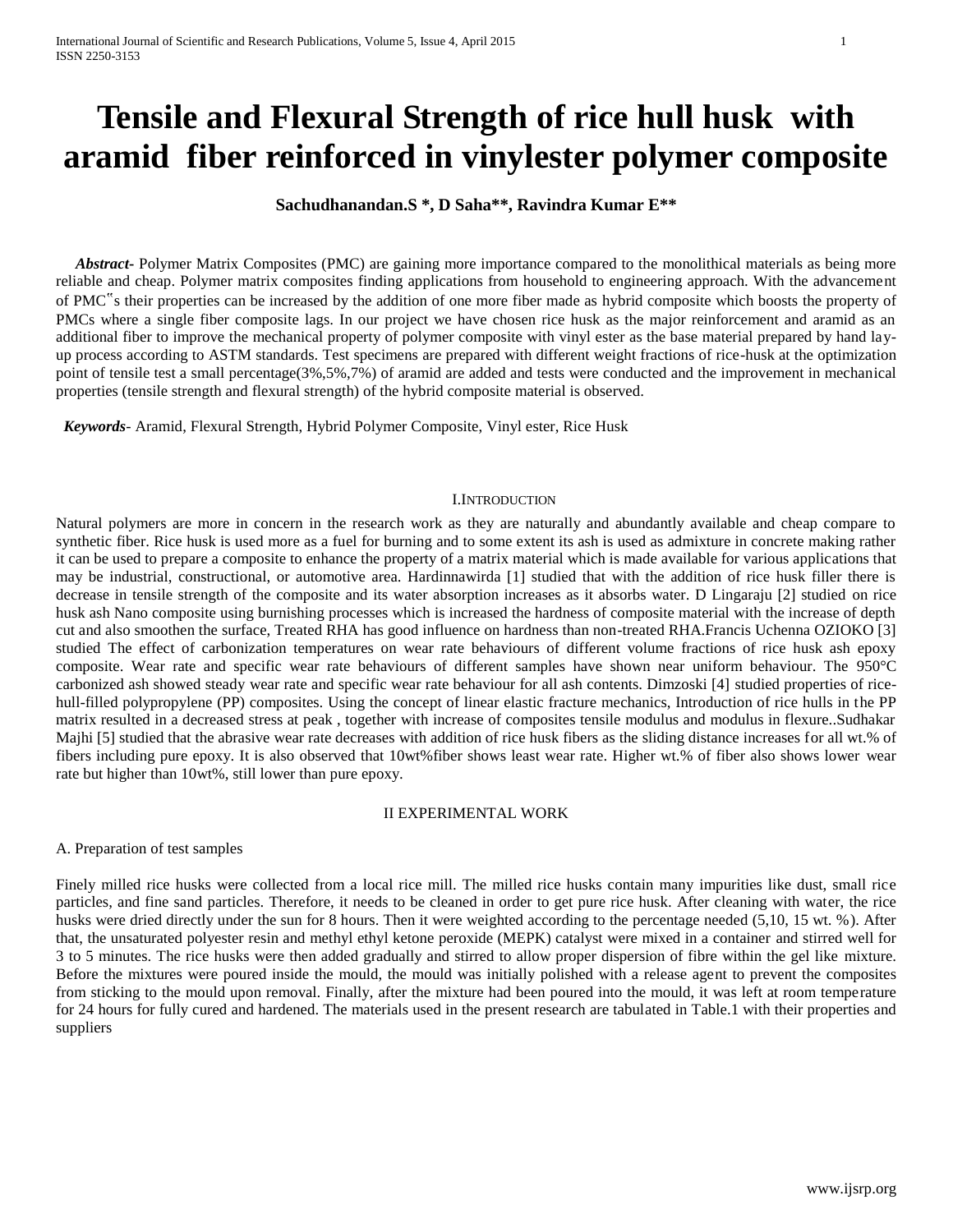# Tensile and Flexural Strength of rice hull husk with aramid fiber reinforced in vinylester polymer composite

**Sachudhanandan.S *, D Saha**, Ravindra Kumar E****

***Abstract-*** Polymer Matrix Composites (PMC) are gaining more importance compared to the monolithical materials as being more reliable and cheap. Polymer matrix composites finding applications from household to engineering approach. With the advancement of PMC"s their properties can be increased by the addition of one more fiber made as hybrid composite which boosts the property of PMCs where a single fiber composite lags. In our project we have chosen rice husk as the major reinforcement and aramid as an additional fiber to improve the mechanical property of polymer composite with vinyl ester as the base material prepared by hand lay-up process according to ASTM standards. Test specimens are prepared with different weight fractions of rice-husk at the optimization point of tensile test a small percentage(3%,5%,7%) of aramid are added and tests were conducted and the improvement in mechanical properties (tensile strength and flexural strength) of the hybrid composite material is observed.

***Keywords-*** Aramid, Flexural Strength, Hybrid Polymer Composite, Vinyl ester, Rice Husk

## I.INTRODUCTION

Natural polymers are more in concern in the research work as they are naturally and abundantly available and cheap compare to synthetic fiber. Rice husk is used more as a fuel for burning and to some extent its ash is used as admixture in concrete making rather it can be used to prepare a composite to enhance the property of a matrix material which is made available for various applications that may be industrial, constructional, or automotive area. Hardinnawirda [1] studied that with the addition of rice husk filler there is decrease in tensile strength of the composite and its water absorption increases as it absorbs water. D Lingaraju [2] studied on rice husk ash Nano composite using burnishing processes which is increased the hardness of composite material with the increase of depth cut and also smoothen the surface, Treated RHA has good influence on hardness than non-treated RHA.Francis Uchenna OZIOKO [3] studied The effect of carbonization temperatures on wear rate behaviours of different volume fractions of rice husk ash epoxy composite. Wear rate and specific wear rate behaviours of different samples have shown near uniform behaviour. The 950°C carbonized ash showed steady wear rate and specific wear rate behaviour for all ash contents. Dimzoski [4] studied properties of rice-hull-filled polypropylene (PP) composites. Using the concept of linear elastic fracture mechanics, Introduction of rice hulls in the PP matrix resulted in a decreased stress at peak , together with increase of composites tensile modulus and modulus in flexure..Sudhakar Majhi [5] studied that the abrasive wear rate decreases with addition of rice husk fibers as the sliding distance increases for all wt.% of fibers including pure epoxy. It is also observed that 10wt%fiber shows least wear rate. Higher wt.% of fiber also shows lower wear rate but higher than 10wt%, still lower than pure epoxy.

## II EXPERIMENTAL WORK

### A. Preparation of test samples

Finely milled rice husks were collected from a local rice mill. The milled rice husks contain many impurities like dust, small rice particles, and fine sand particles. Therefore, it needs to be cleaned in order to get pure rice husk. After cleaning with water, the rice husks were dried directly under the sun for 8 hours. Then it were weighted according to the percentage needed (5,10, 15 wt. %). After that, the unsaturated polyester resin and methyl ethyl ketone peroxide (MEPK) catalyst were mixed in a container and stirred well for 3 to 5 minutes. The rice husks were then added gradually and stirred to allow proper dispersion of fibre within the gel like mixture. Before the mixtures were poured inside the mould, the mould was initially polished with a release agent to prevent the composites from sticking to the mould upon removal. Finally, after the mixture had been poured into the mould, it was left at room temperature for 24 hours for fully cured and hardened. The materials used in the present research are tabulated in Table.1 with their properties and suppliers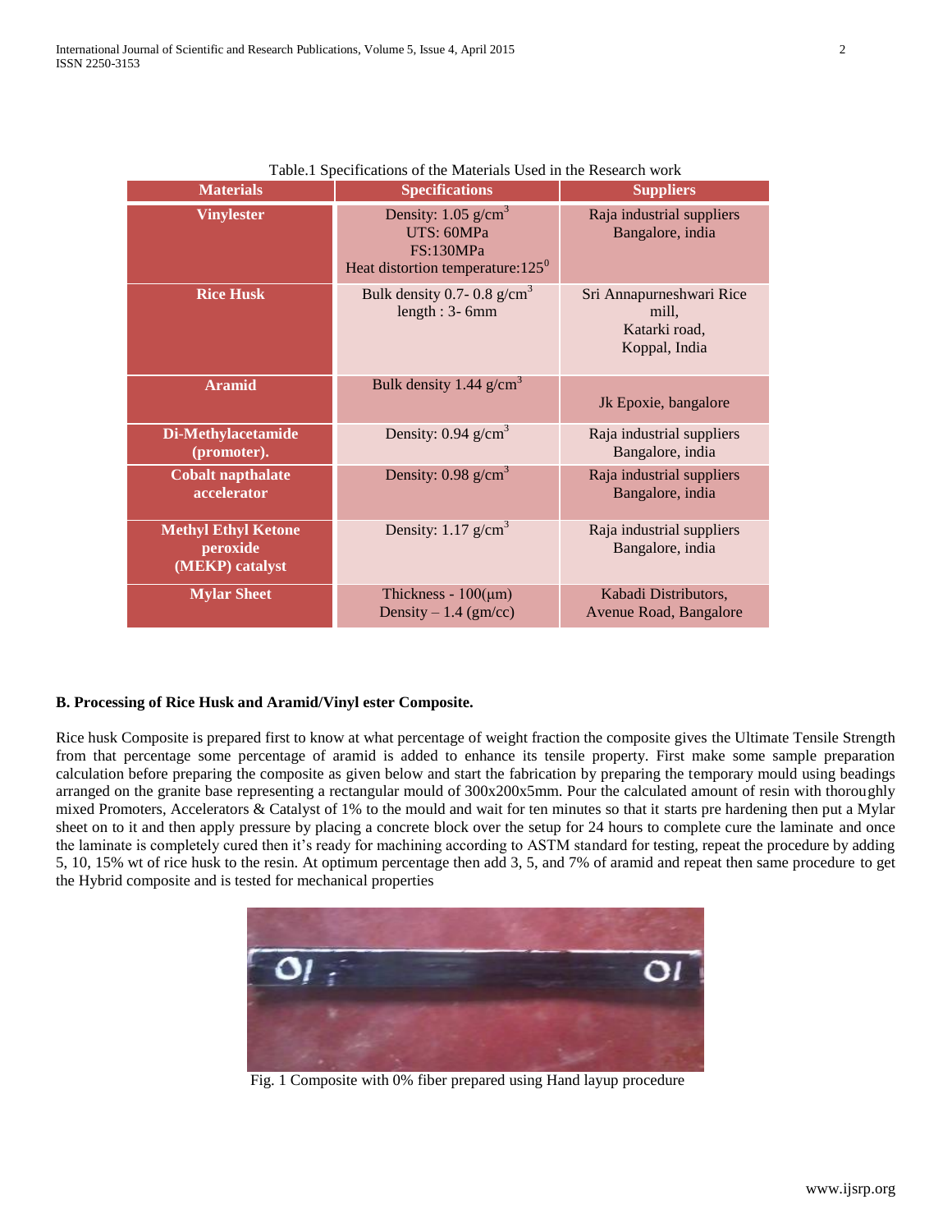Table.1 Specifications of the Materials Used in the Research work

| Materials | Specifications | Suppliers |
| --- | --- | --- |
| **Vinylester** | Density: 1.05 $g/cm^3$<br>UTS: 60MPa<br>FS:130MPa<br>Heat distortion temperature:$125^0$ | Raja industrial suppliers Bangalore, india |
| **Rice Husk** | Bulk density 0.7- 0.8 $g/cm^3$<br>length : 3- 6mm | Sri Annapurneshwari Rice mill,<br>Katarki road,<br>Koppal, India |
| **Aramid** | Bulk density 1.44 $g/cm^3$ | Jk Epoxie, bangalore |
| **Di-Methylacetamide (promoter).** | Density: 0.94 $g/cm^3$ | Raja industrial suppliers Bangalore, india |
| **Cobalt napthalate accelerator** | Density: 0.98 $g/cm^3$ | Raja industrial suppliers Bangalore, india |
| **Methyl Ethyl Ketone peroxide (MEKP) catalyst** | Density: 1.17 $g/cm^3$ | Raja industrial suppliers Bangalore, india |
| **Mylar Sheet** | Thickness - 100(μm)<br>Density – 1.4 (gm/cc) | Kabadi Distributors, Avenue Road, Bangalore |

**B. Processing of Rice Husk and Aramid/Vinyl ester Composite.**

Rice husk Composite is prepared first to know at what percentage of weight fraction the composite gives the Ultimate Tensile Strength from that percentage some percentage of aramid is added to enhance its tensile property. First make some sample preparation calculation before preparing the composite as given below and start the fabrication by preparing the temporary mould using beadings arranged on the granite base representing a rectangular mould of 300x200x5mm. Pour the calculated amount of resin with thoroughly mixed Promoters, Accelerators & Catalyst of 1% to the mould and wait for ten minutes so that it starts pre hardening then put a Mylar sheet on to it and then apply pressure by placing a concrete block over the setup for 24 hours to complete cure the laminate and once the laminate is completely cured then it's ready for machining according to ASTM standard for testing, repeat the procedure by adding 5, 10, 15% wt of rice husk to the resin. At optimum percentage then add 3, 5, and 7% of aramid and repeat then same procedure to get the Hybrid composite and is tested for mechanical properties

Fig. 1 Composite with 0% fiber prepared using Hand layup procedure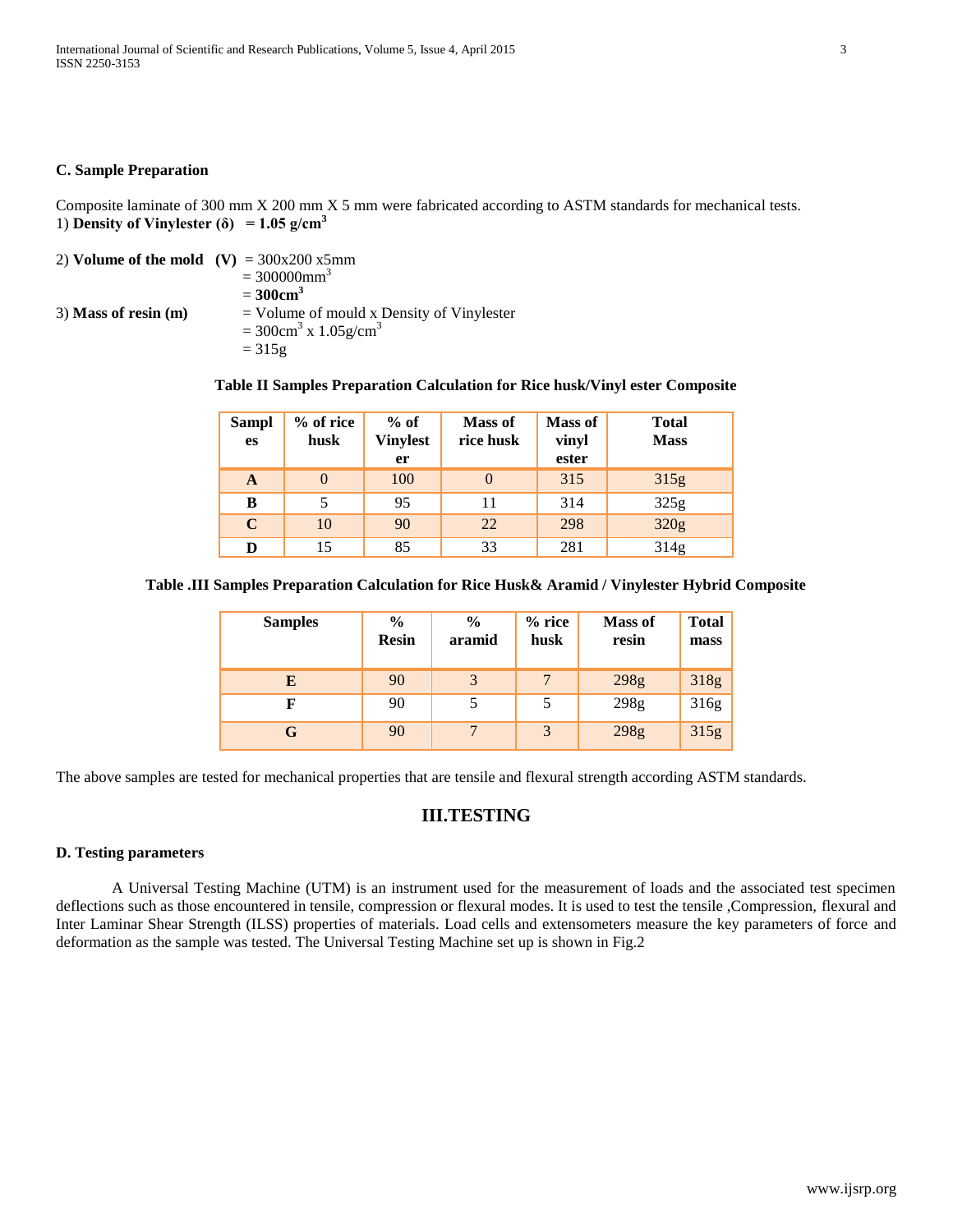### C. Sample Preparation

Composite laminate of 300 mm X 200 mm X 5 mm were fabricated according to ASTM standards for mechanical tests.

1) **Density of Vinylester (δ) = 1.05 g/cm$^3$**

2) **Volume of the mold (V)** = 300x200 x5mm
= 300000mm$^3$
= **300cm$^3$**

3) **Mass of resin (m)** = Volume of mould x Density of Vinylester
= 300cm$^3$ x 1.05g/cm$^3$
= 315g

**Table II Samples Preparation Calculation for Rice husk/Vinyl ester Composite**

| Samples | % of rice husk | % of Vinylester | Mass of rice husk | Mass of vinyl ester | Total Mass |
|---|---|---|---|---|---|
| **A** | 0 | 100 | 0 | 315 | 315g |
| **B** | 5 | 95 | 11 | 314 | 325g |
| **C** | 10 | 90 | 22 | 298 | 320g |
| **D** | 15 | 85 | 33 | 281 | 314g |

**Table .III Samples Preparation Calculation for Rice Husk& Aramid / Vinylester Hybrid Composite**

| Samples | % Resin | % aramid | % rice husk | Mass of resin | Total mass |
|---|---|---|---|---|---|
| **E** | 90 | 3 | 7 | 298g | 318g |
| **F** | 90 | 5 | 5 | 298g | 316g |
| **G** | 90 | 7 | 3 | 298g | 315g |

The above samples are tested for mechanical properties that are tensile and flexural strength according ASTM standards.

## III.TESTING

### D. Testing parameters

A Universal Testing Machine (UTM) is an instrument used for the measurement of loads and the associated test specimen deflections such as those encountered in tensile, compression or flexural modes. It is used to test the tensile ,Compression, flexural and Inter Laminar Shear Strength (ILSS) properties of materials. Load cells and extensometers measure the key parameters of force and deformation as the sample was tested. The Universal Testing Machine set up is shown in Fig.2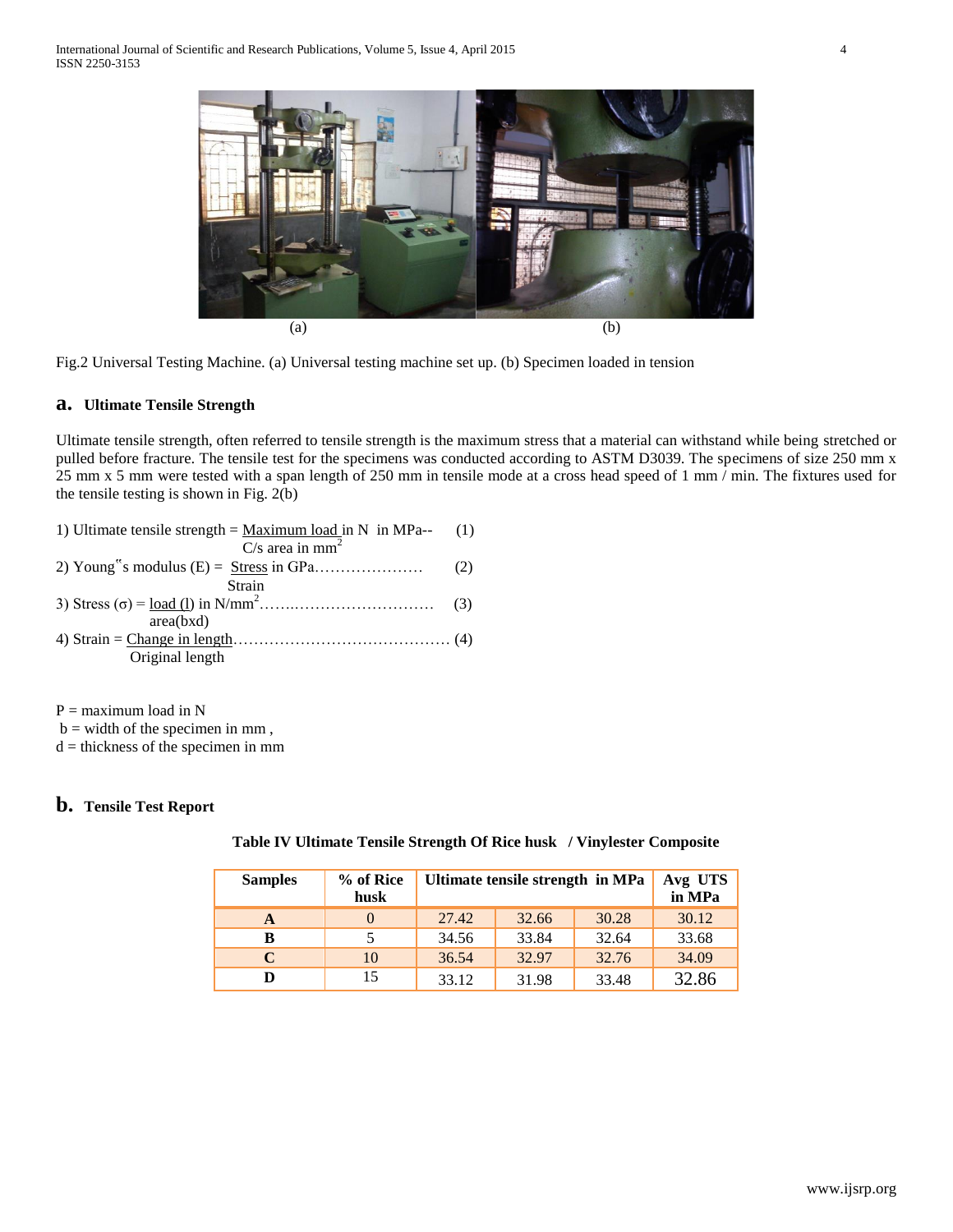Fig.2 Universal Testing Machine. (a) Universal testing machine set up. (b) Specimen loaded in tension

## a. Ultimate Tensile Strength

Ultimate tensile strength, often referred to tensile strength is the maximum stress that a material can withstand while being stretched or pulled before fracture. The tensile test for the specimens was conducted according to ASTM D3039. The specimens of size 250 mm x 25 mm x 5 mm were tested with a span length of 250 mm in tensile mode at a cross head speed of 1 mm / min. The fixtures used for the tensile testing is shown in Fig. 2(b)

1) Ultimate tensile strength = $\frac{\text{Maximum load in N}}{\text{C/s area in mm}^2}$ in MPa-- (1)

2) Young‟s modulus (E) = $\frac{\text{Stress}}{\text{Strain}}$ in GPa………………… (2)

3) Stress ($\sigma$) = $\frac{\text{load (l)}}{\text{area(bxd)}}$ in N/mm$^2$……..………………………. (3)

4) Strain = $\frac{\text{Change in length}}{\text{Original length}}$……………………………………. (4)

P = maximum load in N
b = width of the specimen in mm ,
d = thickness of the specimen in mm

## b. Tensile Test Report

**Table IV Ultimate Tensile Strength Of Rice husk / Vinylester Composite**

| Samples | % of Rice husk | Ultimate tensile strength in MPa | | | Avg UTS in MPa |
|---|---|---|---|---|---|
| **A** | 0 | 27.42 | 32.66 | 30.28 | 30.12 |
| **B** | 5 | 34.56 | 33.84 | 32.64 | 33.68 |
| **C** | 10 | 36.54 | 32.97 | 32.76 | 34.09 |
| **D** | 15 | 33.12 | 31.98 | 33.48 | 32.86 |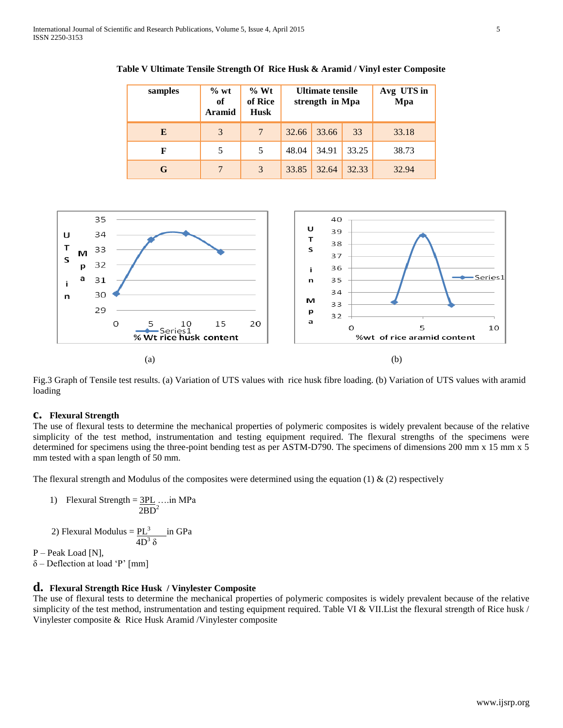**Table V Ultimate Tensile Strength Of Rice Husk & Aramid / Vinyl ester Composite**

| samples | % wt of Aramid | % Wt of Rice Husk | Ultimate tensile strength in Mpa | | | Avg UTS in Mpa |
|---|---|---|---|---|---|---|
| E | 3 | 7 | 32.66 | 33.66 | 33 | 33.18 |
| F | 5 | 5 | 48.04 | 34.91 | 33.25 | 38.73 |
| G | 7 | 3 | 33.85 | 32.64 | 32.33 | 32.94 |

(a)

(b)

Fig.3 Graph of Tensile test results. (a) Variation of UTS values with rice husk fibre loading. (b) Variation of UTS values with aramid loading

### c. Flexural Strength

The use of flexural tests to determine the mechanical properties of polymeric composites is widely prevalent because of the relative simplicity of the test method, instrumentation and testing equipment required. The flexural strengths of the specimens were determined for specimens using the three-point bending test as per ASTM-D790. The specimens of dimensions 200 mm x 15 mm x 5 mm tested with a span length of 50 mm.

The flexural strength and Modulus of the composites were determined using the equation (1) & (2) respectively

1) Flexural Strength $= \frac{3PL}{2BD^2}$ ….in MPa

2) Flexural Modulus $= \frac{PL^3}{4D^3\,\delta}$ in GPa

P – Peak Load [N],
δ – Deflection at load 'P' [mm]

### d. Flexural Strength Rice Husk / Vinylester Composite

The use of flexural tests to determine the mechanical properties of polymeric composites is widely prevalent because of the relative simplicity of the test method, instrumentation and testing equipment required. Table VI & VII.List the flexural strength of Rice husk / Vinylester composite & Rice Husk Aramid /Vinylester composite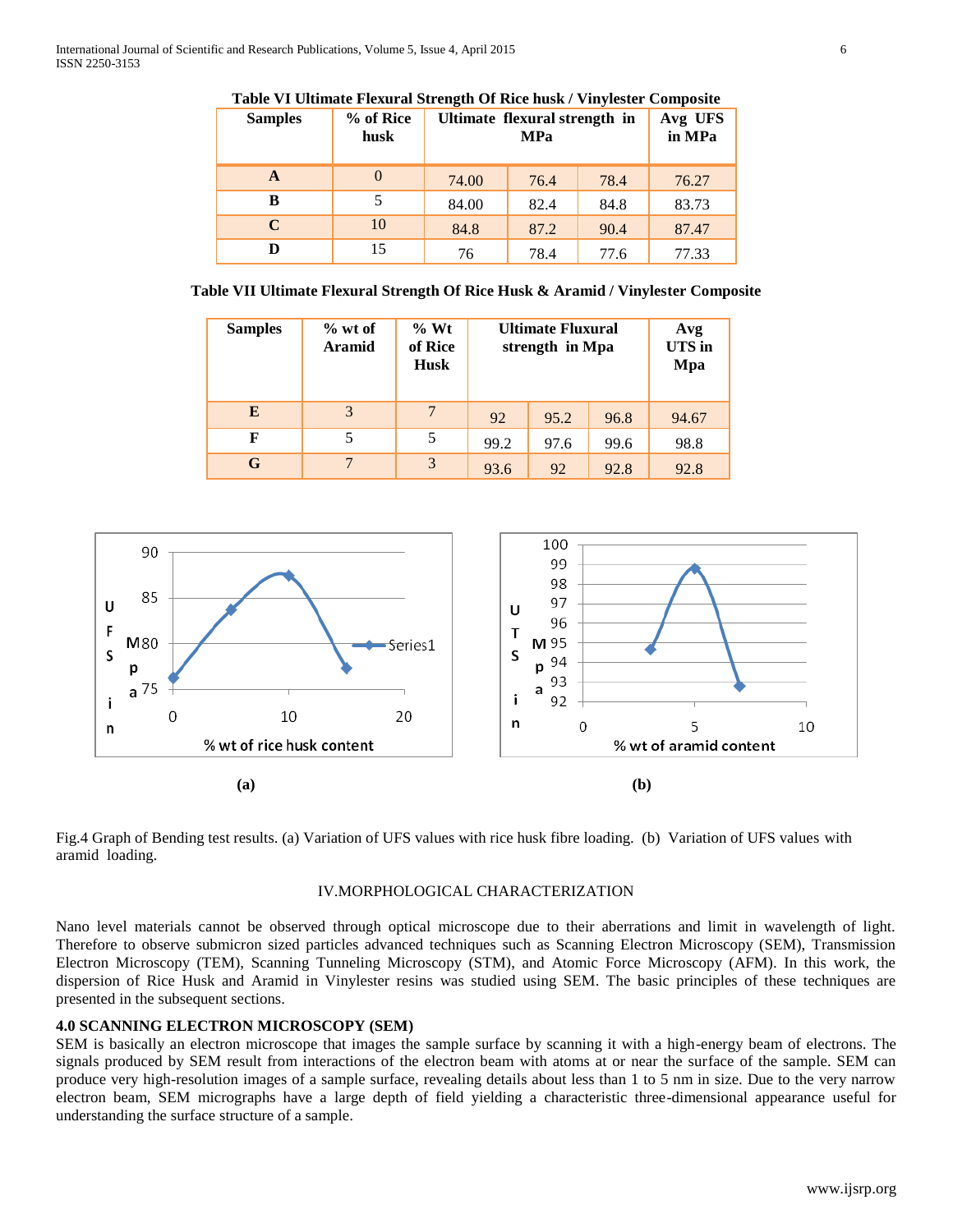**Table VI Ultimate Flexural Strength Of Rice husk / Vinylester Composite**

| Samples | % of Rice husk | Ultimate flexural strength in MPa | | | Avg UFS in MPa |
|---|---|---|---|---|---|
| A | 0 | 74.00 | 76.4 | 78.4 | 76.27 |
| B | 5 | 84.00 | 82.4 | 84.8 | 83.73 |
| C | 10 | 84.8 | 87.2 | 90.4 | 87.47 |
| D | 15 | 76 | 78.4 | 77.6 | 77.33 |

**Table VII Ultimate Flexural Strength Of Rice Husk & Aramid / Vinylester Composite**

| Samples | % wt of Aramid | % Wt of Rice Husk | Ultimate Fluxural strength in Mpa | | | Avg UTS in Mpa |
|---|---|---|---|---|---|---|
| E | 3 | 7 | 92 | 95.2 | 96.8 | 94.67 |
| F | 5 | 5 | 99.2 | 97.6 | 99.6 | 98.8 |
| G | 7 | 3 | 93.6 | 92 | 92.8 | 92.8 |

(a) (b)

Fig.4 Graph of Bending test results. (a) Variation of UFS values with rice husk fibre loading. (b) Variation of UFS values with aramid loading.

## IV.MORPHOLOGICAL CHARACTERIZATION

Nano level materials cannot be observed through optical microscope due to their aberrations and limit in wavelength of light. Therefore to observe submicron sized particles advanced techniques such as Scanning Electron Microscopy (SEM), Transmission Electron Microscopy (TEM), Scanning Tunneling Microscopy (STM), and Atomic Force Microscopy (AFM). In this work, the dispersion of Rice Husk and Aramid in Vinylester resins was studied using SEM. The basic principles of these techniques are presented in the subsequent sections.

### 4.0 SCANNING ELECTRON MICROSCOPY (SEM)

SEM is basically an electron microscope that images the sample surface by scanning it with a high-energy beam of electrons. The signals produced by SEM result from interactions of the electron beam with atoms at or near the surface of the sample. SEM can produce very high-resolution images of a sample surface, revealing details about less than 1 to 5 nm in size. Due to the very narrow electron beam, SEM micrographs have a large depth of field yielding a characteristic three-dimensional appearance useful for understanding the surface structure of a sample.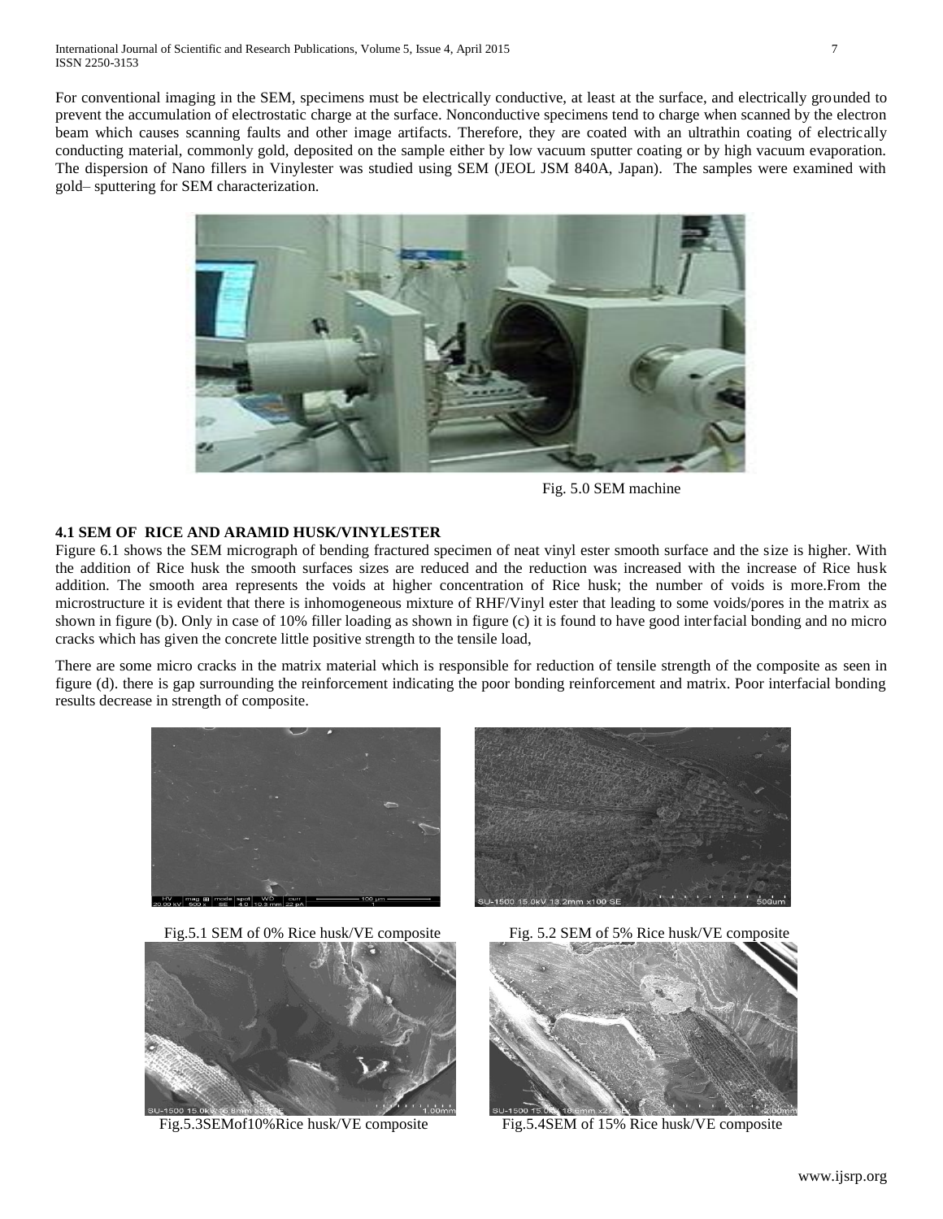For conventional imaging in the SEM, specimens must be electrically conductive, at least at the surface, and electrically grounded to prevent the accumulation of electrostatic charge at the surface. Nonconductive specimens tend to charge when scanned by the electron beam which causes scanning faults and other image artifacts. Therefore, they are coated with an ultrathin coating of electrically conducting material, commonly gold, deposited on the sample either by low vacuum sputter coating or by high vacuum evaporation. The dispersion of Nano fillers in Vinylester was studied using SEM (JEOL JSM 840A, Japan). The samples were examined with gold– sputtering for SEM characterization.

Fig. 5.0 SEM machine

### 4.1 SEM OF RICE AND ARAMID HUSK/VINYLESTER

Figure 6.1 shows the SEM micrograph of bending fractured specimen of neat vinyl ester smooth surface and the size is higher. With the addition of Rice husk the smooth surfaces sizes are reduced and the reduction was increased with the increase of Rice husk addition. The smooth area represents the voids at higher concentration of Rice husk; the number of voids is more.From the microstructure it is evident that there is inhomogeneous mixture of RHF/Vinyl ester that leading to some voids/pores in the matrix as shown in figure (b). Only in case of 10% filler loading as shown in figure (c) it is found to have good interfacial bonding and no micro cracks which has given the concrete little positive strength to the tensile load,

There are some micro cracks in the matrix material which is responsible for reduction of tensile strength of the composite as seen in figure (d). there is gap surrounding the reinforcement indicating the poor bonding reinforcement and matrix. Poor interfacial bonding results decrease in strength of composite.

Fig.5.1 SEM of 0% Rice husk/VE composite

Fig. 5.2 SEM of 5% Rice husk/VE composite

Fig.5.3SEMof10%Rice husk/VE composite

Fig.5.4SEM of 15% Rice husk/VE composite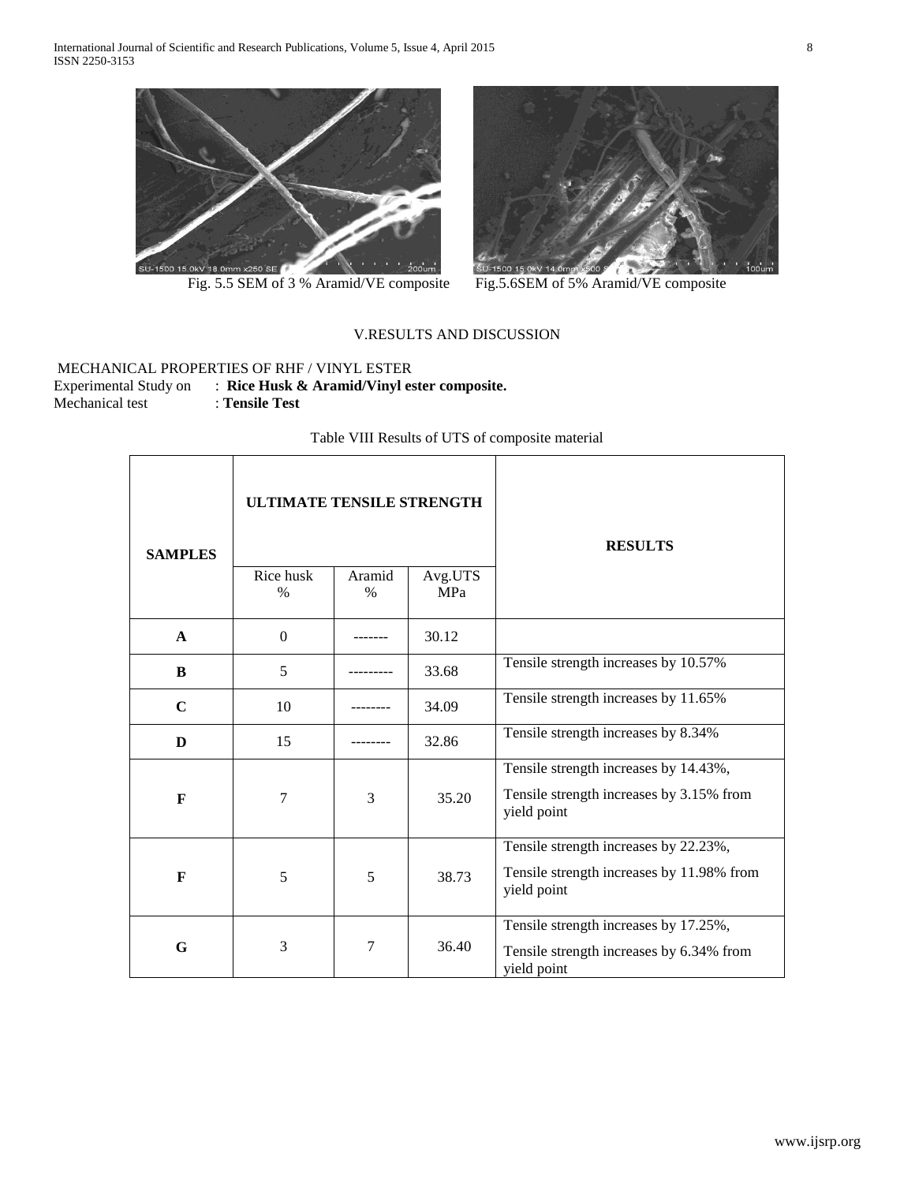Fig. 5.5 SEM of 3 % Aramid/VE composite

Fig.5.6SEM of 5% Aramid/VE composite

## V.RESULTS AND DISCUSSION

MECHANICAL PROPERTIES OF RHF / VINYL ESTER

Experimental Study on : **Rice Husk & Aramid/Vinyl ester composite.**

Mechanical test : **Tensile Test**

Table VIII Results of UTS of composite material

| SAMPLES | ULTIMATE TENSILE STRENGTH | | | RESULTS |
|---|---|---|---|---|
| | Rice husk % | Aramid % | Avg.UTS MPa | |
| **A** | 0 | ------- | 30.12 | |
| **B** | 5 | --------- | 33.68 | Tensile strength increases by 10.57% |
| **C** | 10 | -------- | 34.09 | Tensile strength increases by 11.65% |
| **D** | 15 | -------- | 32.86 | Tensile strength increases by 8.34% |
| **F** | 7 | 3 | 35.20 | Tensile strength increases by 14.43%, Tensile strength increases by 3.15% from yield point |
| **F** | 5 | 5 | 38.73 | Tensile strength increases by 22.23%, Tensile strength increases by 11.98% from yield point |
| **G** | 3 | 7 | 36.40 | Tensile strength increases by 17.25%, Tensile strength increases by 6.34% from yield point |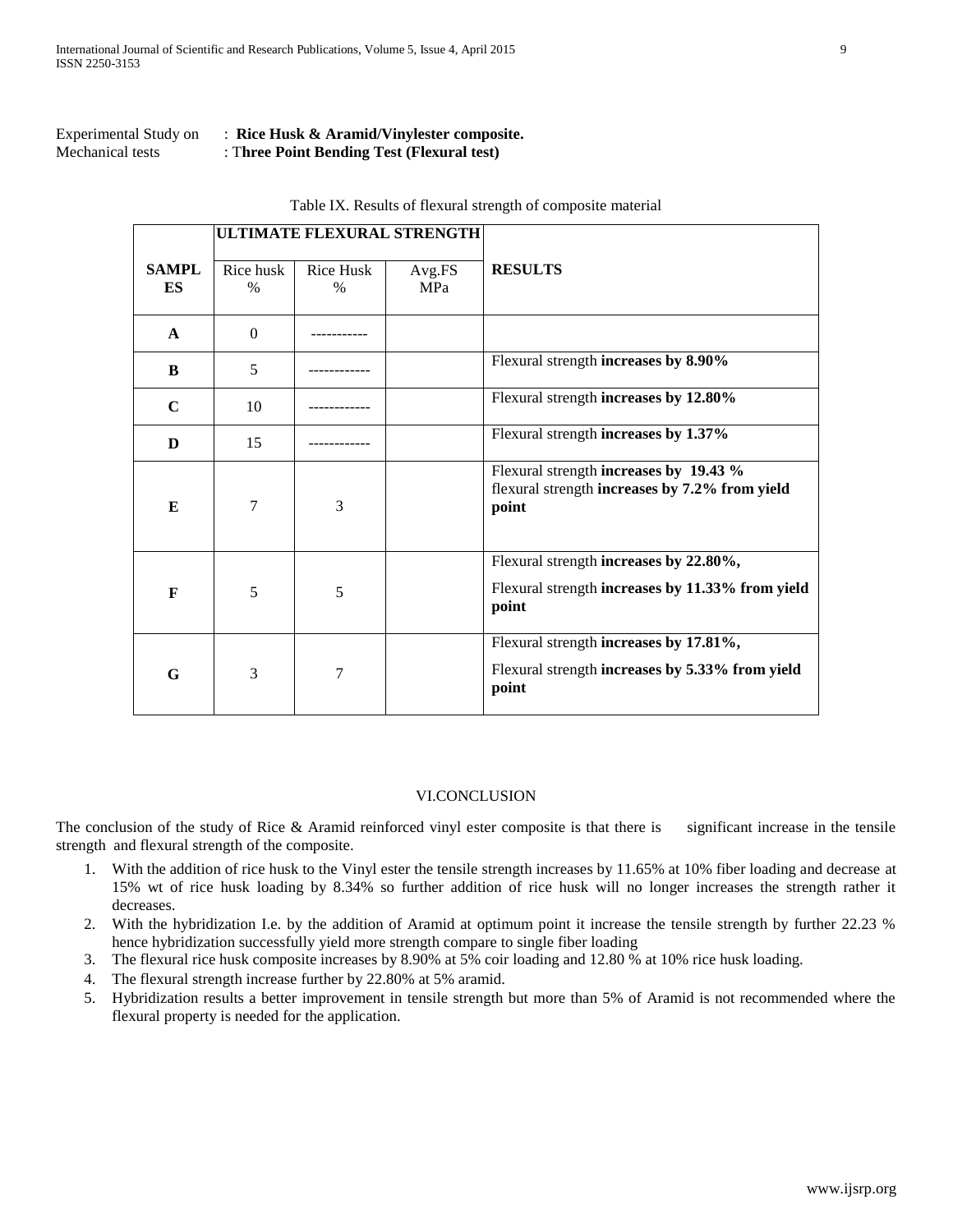Experimental Study on : **Rice Husk & Aramid/Vinylester composite.**
Mechanical tests : T**hree Point Bending Test (Flexural test)**

Table IX. Results of flexural strength of composite material

| SAMPLES | ULTIMATE FLEXURAL STRENGTH | | | RESULTS |
|---|---|---|---|---|
| | Rice husk % | Rice Husk % | Avg.FS MPa | |
| **A** | 0 | ----------- | | |
| **B** | 5 | ------------ | | Flexural strength **increases by 8.90%** |
| **C** | 10 | ------------ | | Flexural strength **increases by 12.80%** |
| **D** | 15 | ------------ | | Flexural strength **increases by 1.37%** |
| **E** | 7 | 3 | | Flexural strength **increases by 19.43 %** flexural strength **increases by 7.2% from yield point** |
| **F** | 5 | 5 | | Flexural strength **increases by 22.80%,** Flexural strength **increases by 11.33% from yield point** |
| **G** | 3 | 7 | | Flexural strength **increases by 17.81%,** Flexural strength **increases by 5.33% from yield point** |

## VI.CONCLUSION

The conclusion of the study of Rice & Aramid reinforced vinyl ester composite is that there is significant increase in the tensile strength and flexural strength of the composite.

1. With the addition of rice husk to the Vinyl ester the tensile strength increases by 11.65% at 10% fiber loading and decrease at 15% wt of rice husk loading by 8.34% so further addition of rice husk will no longer increases the strength rather it decreases.
2. With the hybridization I.e. by the addition of Aramid at optimum point it increase the tensile strength by further 22.23 % hence hybridization successfully yield more strength compare to single fiber loading
3. The flexural rice husk composite increases by 8.90% at 5% coir loading and 12.80 % at 10% rice husk loading.
4. The flexural strength increase further by 22.80% at 5% aramid.
5. Hybridization results a better improvement in tensile strength but more than 5% of Aramid is not recommended where the flexural property is needed for the application.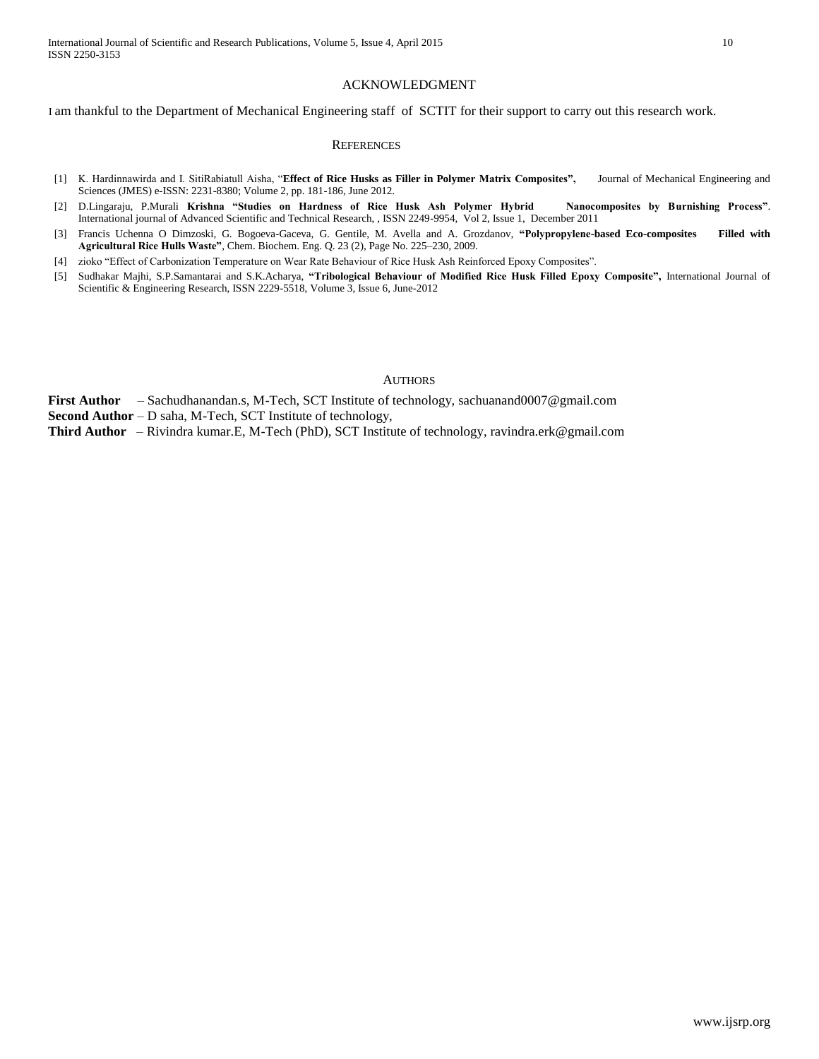## ACKNOWLEDGMENT

I am thankful to the Department of Mechanical Engineering staff of SCTIT for their support to carry out this research work.

## REFERENCES

[1] K. Hardinnawirda and I. SitiRabiatull Aisha, "**Effect of Rice Husks as Filler in Polymer Matrix Composites",** Journal of Mechanical Engineering and Sciences (JMES) e-ISSN: 2231-8380; Volume 2, pp. 181-186, June 2012.

[2] D.Lingaraju, P.Murali **Krishna "Studies on Hardness of Rice Husk Ash Polymer Hybrid Nanocomposites by Burnishing Process"**. International journal of Advanced Scientific and Technical Research, , ISSN 2249-9954, Vol 2, Issue 1, December 2011

[3] Francis Uchenna O Dimzoski, G. Bogoeva-Gaceva, G. Gentile, M. Avella and A. Grozdanov, **"Polypropylene-based Eco-composites Filled with Agricultural Rice Hulls Waste"**, Chem. Biochem. Eng. Q. 23 (2), Page No. 225–230, 2009.

[4] zioko "Effect of Carbonization Temperature on Wear Rate Behaviour of Rice Husk Ash Reinforced Epoxy Composites".

[5] Sudhakar Majhi, S.P.Samantarai and S.K.Acharya, **"Tribological Behaviour of Modified Rice Husk Filled Epoxy Composite",** International Journal of Scientific & Engineering Research, ISSN 2229-5518, Volume 3, Issue 6, June-2012

## AUTHORS

**First Author** – Sachudhanandan.s, M-Tech, SCT Institute of technology, sachuanand0007@gmail.com

**Second Author** – D saha, M-Tech, SCT Institute of technology,

**Third Author** – Rivindra kumar.E, M-Tech (PhD), SCT Institute of technology, ravindra.erk@gmail.com